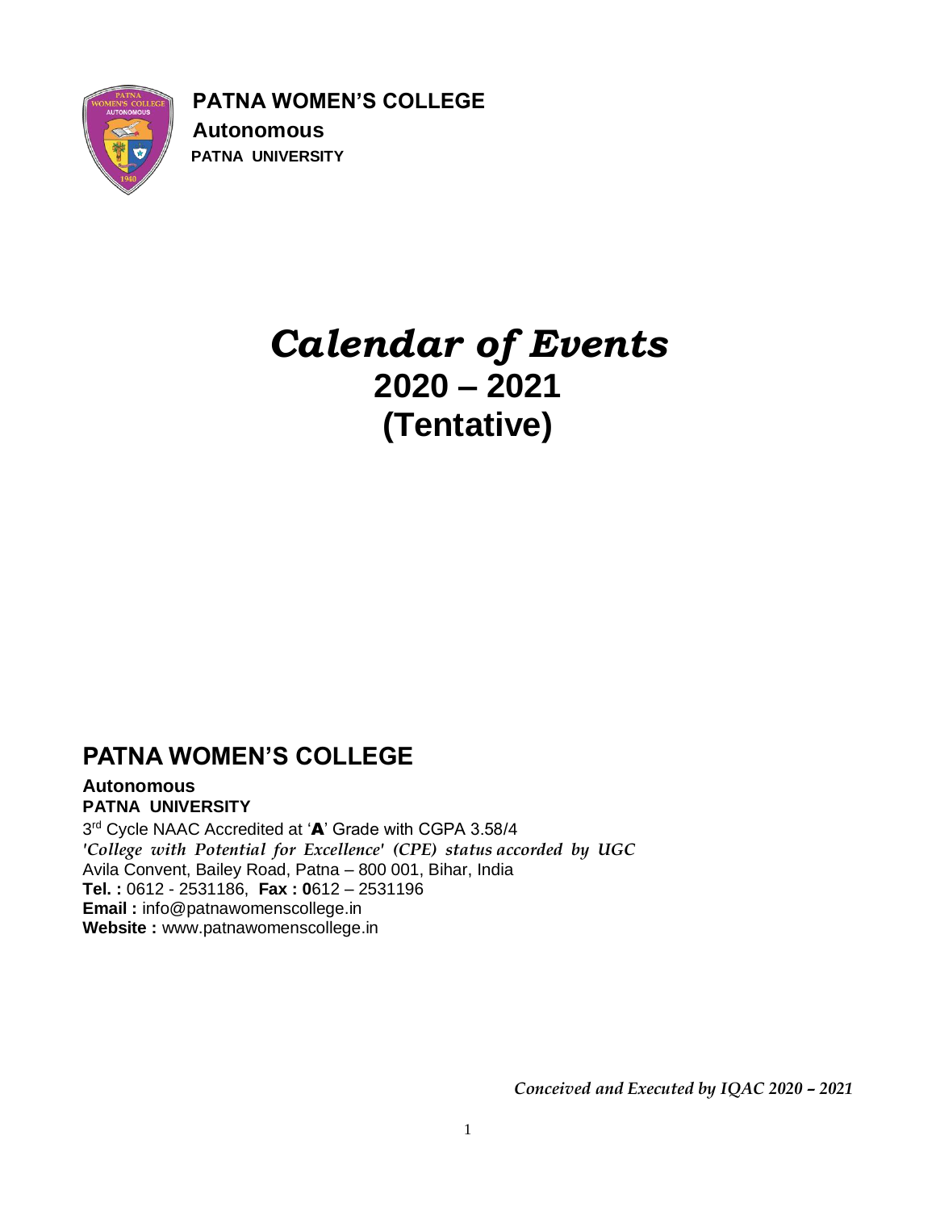**PATNA WOMEN'S COLLEGE**
**Autonomous**
**PATNA UNIVERSITY**

# *Calendar of Events*
# 2020 – 2021
# (Tentative)

## PATNA WOMEN'S COLLEGE

**Autonomous**
**PATNA UNIVERSITY**

3rd Cycle NAAC Accredited at '**A**' Grade with CGPA 3.58/4
*'College with Potential for Excellence' (CPE) status accorded by UGC*
Avila Convent, Bailey Road, Patna – 800 001, Bihar, India
**Tel. :** 0612 - 2531186, **Fax : 0**612 – 2531196
**Email :** info@patnawomenscollege.in
**Website :** www.patnawomenscollege.in

*Conceived and Executed by IQAC 2020 – 2021*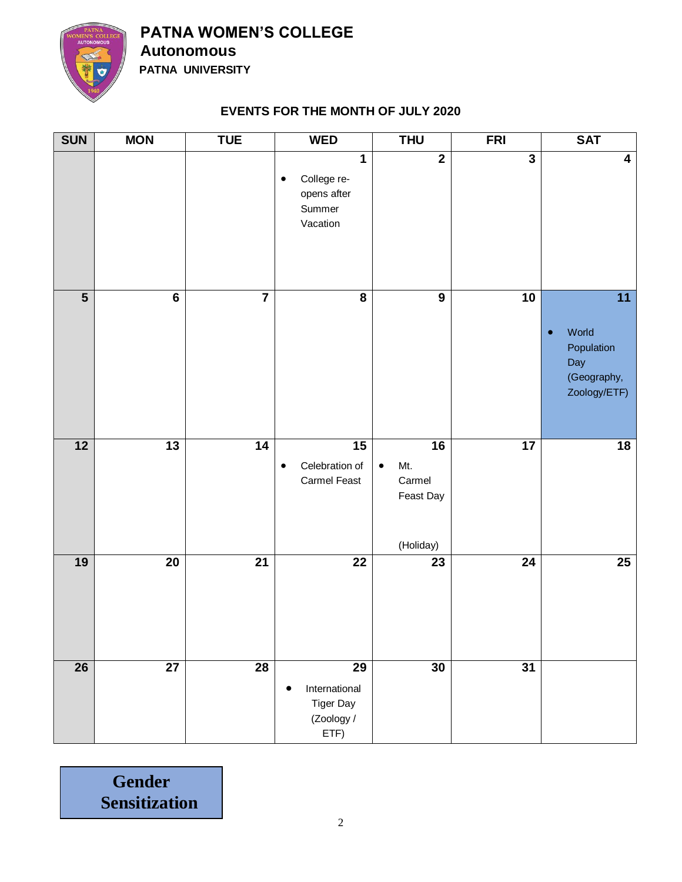# PATNA WOMEN'S COLLEGE
## Autonomous
### PATNA UNIVERSITY

**EVENTS FOR THE MONTH OF JULY 2020**

| SUN | MON | TUE | WED | THU | FRI | SAT |
|---|---|---|---|---|---|---|
| | | | **1** • College re-opens after Summer Vacation | **2** | **3** | **4** |
| **5** | **6** | **7** | **8** | **9** | **10** | **11** • World Population Day (Geography, Zoology/ETF) |
| **12** | **13** | **14** | **15** • Celebration of Carmel Feast | **16** • Mt. Carmel Feast Day (Holiday) | **17** | **18** |
| **19** | **20** | **21** | **22** | **23** | **24** | **25** |
| **26** | **27** | **28** | **29** • International Tiger Day (Zoology / ETF) | **30** | **31** | |

**Gender Sensitization**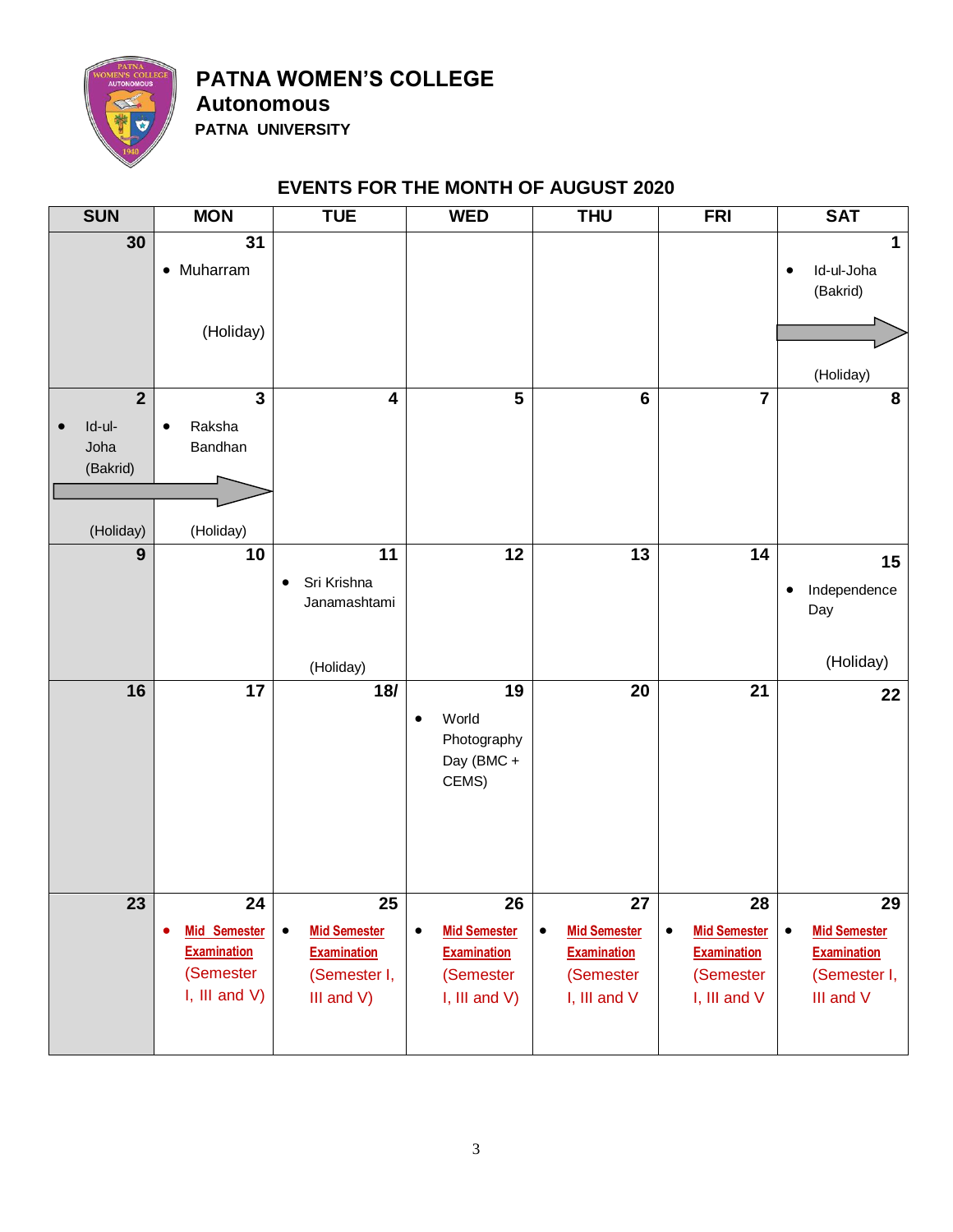# PATNA WOMEN'S COLLEGE

## Autonomous

### PATNA UNIVERSITY

### EVENTS FOR THE MONTH OF AUGUST 2020

| SUN | MON | TUE | WED | THU | FRI | SAT |
|---|---|---|---|---|---|---|
| 30 | 31 • Muharram (Holiday) | | | | | 1 • Id-ul-Joha (Bakrid) (Holiday) |
| 2 • Id-ul-Joha (Bakrid) (Holiday) | 3 • Raksha Bandhan (Holiday) | 4 | 5 | 6 | 7 | 8 |
| 9 | 10 | 11 • Sri Krishna Janamashtami (Holiday) | 12 | 13 | 14 | 15 • Independence Day (Holiday) |
| 16 | 17 | 18/ | 19 • World Photography Day (BMC + CEMS) | 20 | 21 | 22 |
| 23 | 24 • Mid Semester Examination (Semester I, III and V) | 25 • Mid Semester Examination (Semester I, III and V) | 26 • Mid Semester Examination (Semester I, III and V) | 27 • Mid Semester Examination (Semester I, III and V | 28 • Mid Semester Examination (Semester I, III and V | 29 • Mid Semester Examination (Semester I, III and V |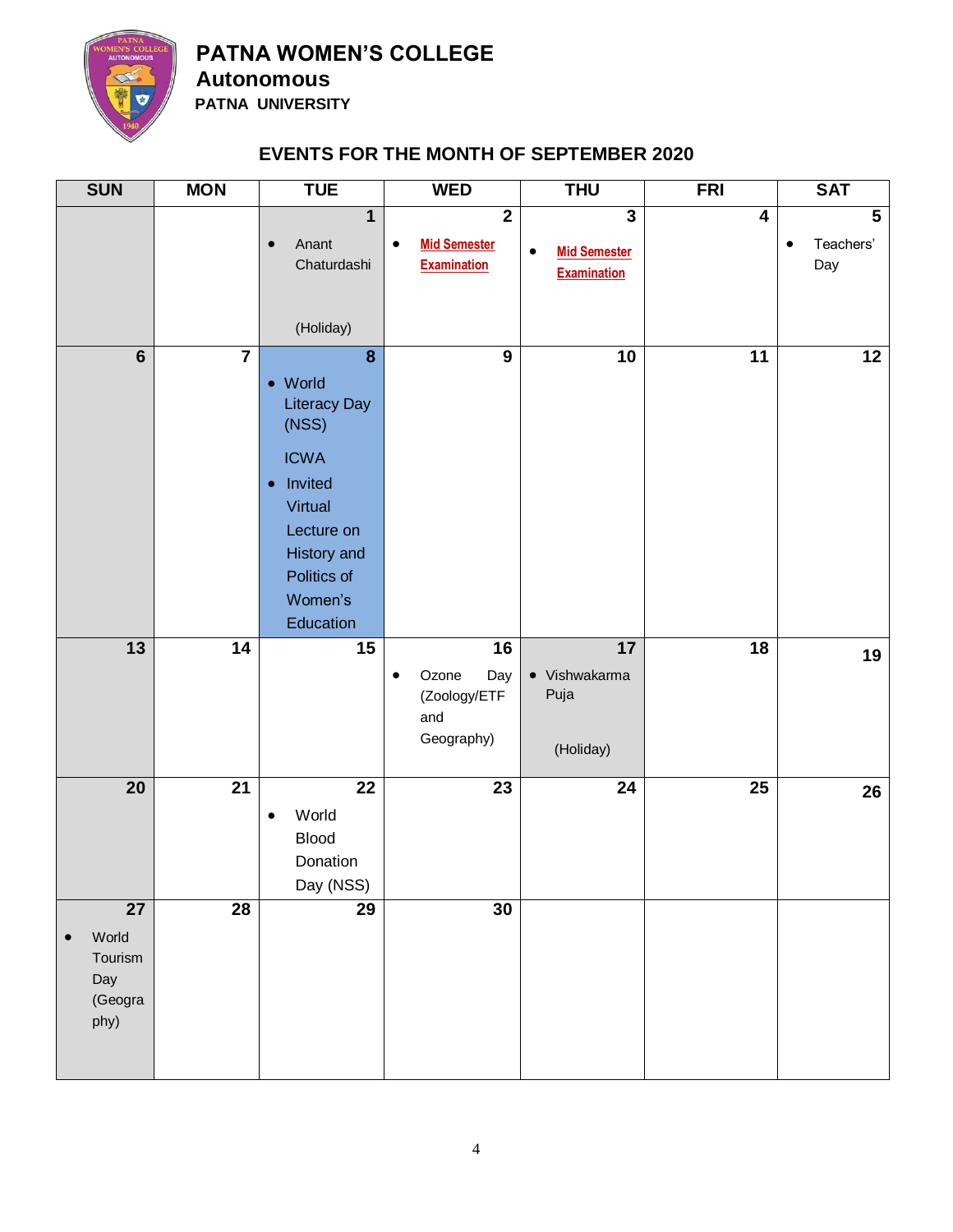# PATNA WOMEN'S COLLEGE

**Autonomous**

**PATNA UNIVERSITY**

## EVENTS FOR THE MONTH OF SEPTEMBER 2020

| SUN | MON | TUE | WED | THU | FRI | SAT |
|---|---|---|---|---|---|---|
| | | **1**<br>• Anant Chaturdashi<br>(Holiday) | **2**<br>• Mid Semester Examination | **3**<br>• Mid Semester Examination | **4** | **5**<br>• Teachers' Day |
| **6** | **7** | **8**<br>• World Literacy Day (NSS)<br>ICWA<br>• Invited Virtual Lecture on History and Politics of Women's Education | **9** | **10** | **11** | **12** |
| **13** | **14** | **15** | **16**<br>• Ozone Day (Zoology/ETF and Geography) | **17**<br>• Vishwakarma Puja<br>(Holiday) | **18** | **19** |
| **20** | **21** | **22**<br>• World Blood Donation Day (NSS) | **23** | **24** | **25** | **26** |
| **27**<br>• World Tourism Day (Geography) | **28** | **29** | **30** | | | |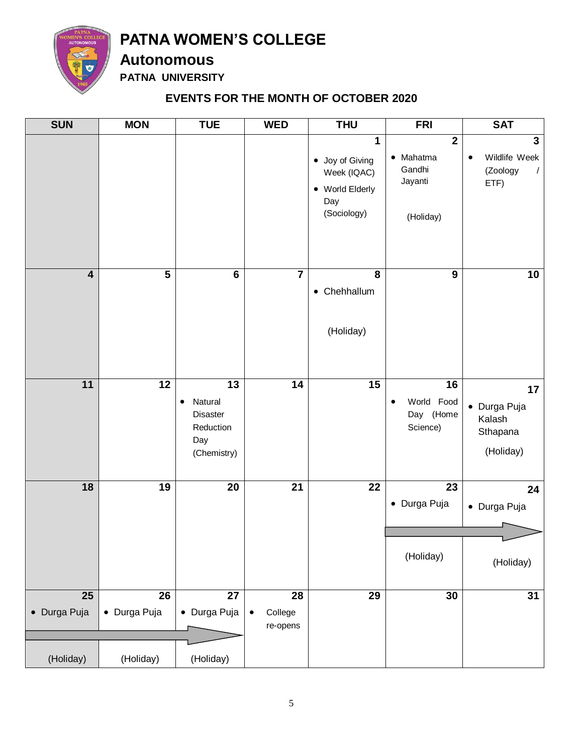# PATNA WOMEN'S COLLEGE

## Autonomous

### PATNA UNIVERSITY

### EVENTS FOR THE MONTH OF OCTOBER 2020

| SUN | MON | TUE | WED | THU | FRI | SAT |
|---|---|---|---|---|---|---|
| | | | | **1**<br>• Joy of Giving Week (IQAC)<br>• World Elderly Day (Sociology) | **2**<br>• Mahatma Gandhi Jayanti<br>(Holiday) | **3**<br>• Wildlife Week (Zoology / ETF) |
| **4** | **5** | **6** | **7** | **8**<br>• Chehhallum<br>(Holiday) | **9** | **10** |
| **11** | **12** | **13**<br>• Natural Disaster Reduction Day (Chemistry) | **14** | **15** | **16**<br>• World Food Day (Home Science) | **17**<br>• Durga Puja Kalash Sthapana<br>(Holiday) |
| **18** | **19** | **20** | **21** | **22** | **23**<br>• Durga Puja<br>(Holiday) | **24**<br>• Durga Puja<br>(Holiday) |
| **25**<br>• Durga Puja<br>(Holiday) | **26**<br>• Durga Puja<br>(Holiday) | **27**<br>• Durga Puja<br>(Holiday) | **28**<br>• College re-opens | **29** | **30** | **31** |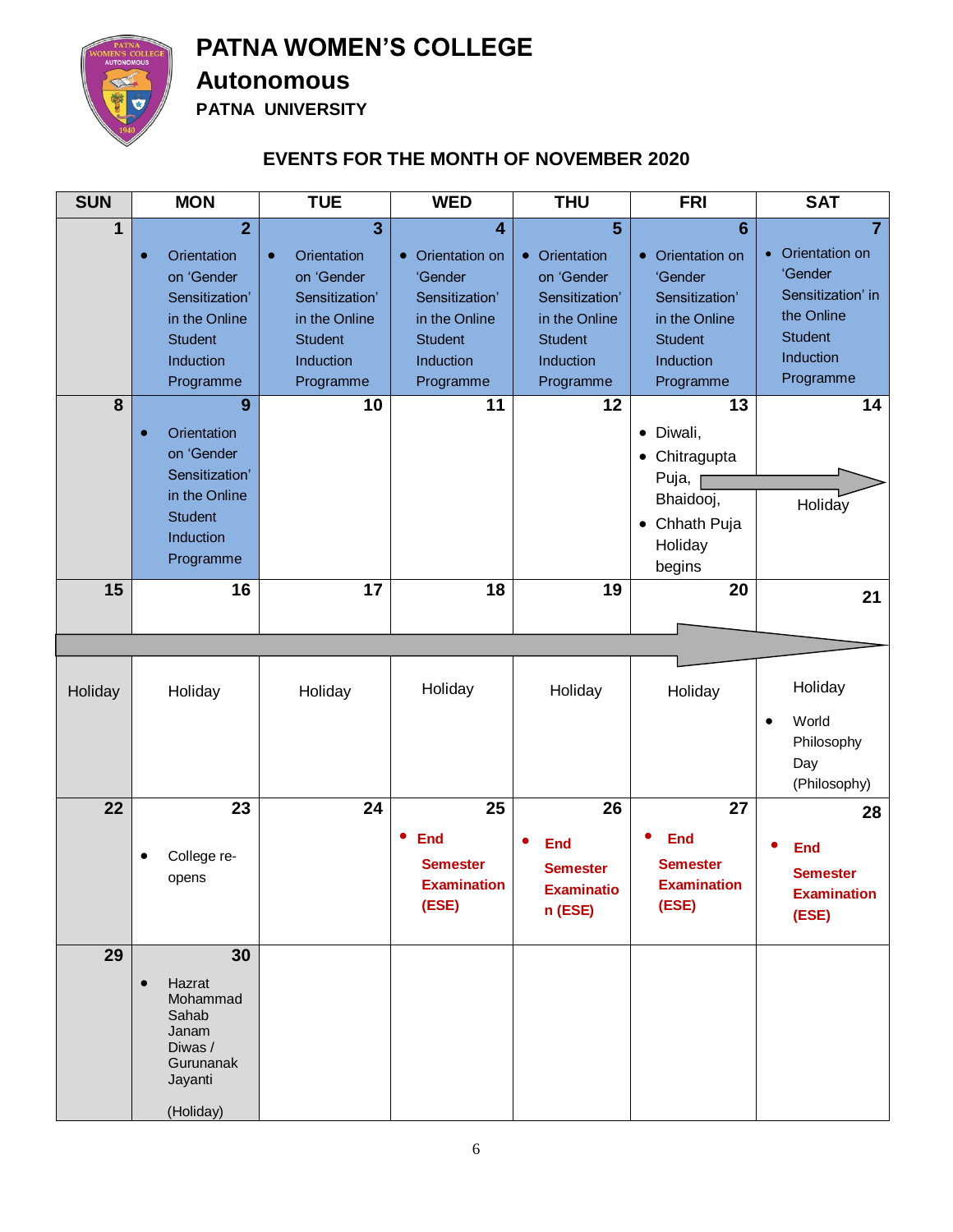# PATNA WOMEN'S COLLEGE

## Autonomous

### PATNA UNIVERSITY

## EVENTS FOR THE MONTH OF NOVEMBER 2020

| SUN | MON | TUE | WED | THU | FRI | SAT |
|---|---|---|---|---|---|---|
| 1 | 2<br>• Orientation on 'Gender Sensitization' in the Online Student Induction Programme | 3<br>• Orientation on 'Gender Sensitization' in the Online Student Induction Programme | 4<br>• Orientation on 'Gender Sensitization' in the Online Student Induction Programme | 5<br>• Orientation on 'Gender Sensitization' in the Online Student Induction Programme | 6<br>• Orientation on 'Gender Sensitization' in the Online Student Induction Programme | 7<br>• Orientation on 'Gender Sensitization' in the Online Student Induction Programme |
| 8 | 9<br>• Orientation on 'Gender Sensitization' in the Online Student Induction Programme | 10 | 11 | 12 | 13<br>• Diwali,<br>• Chitragupta Puja, Bhaidooj,<br>• Chhath Puja Holiday begins | 14<br>Holiday |
| 15<br>Holiday | 16<br>Holiday | 17<br>Holiday | 18<br>Holiday | 19<br>Holiday | 20<br>Holiday | 21<br>Holiday<br>• World Philosophy Day (Philosophy) |
| 22 | 23<br>• College re-opens | 24 | 25<br>• **End Semester Examination (ESE)** | 26<br>• **End Semester Examination (ESE)** | 27<br>• **End Semester Examination (ESE)** | 28<br>• **End Semester Examination (ESE)** |
| 29 | 30<br>• Hazrat Mohammad Sahab Janam Diwas / Gurunanak Jayanti<br>(Holiday) | | | | | |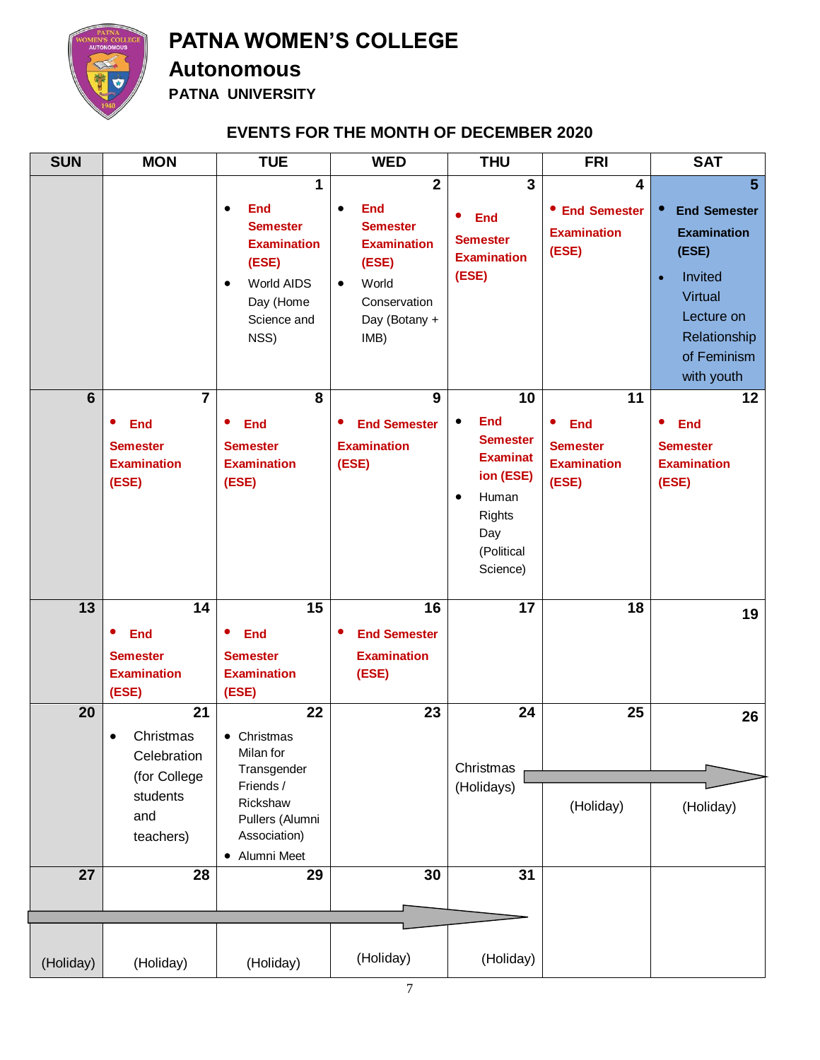# PATNA WOMEN'S COLLEGE

## Autonomous

### PATNA UNIVERSITY

### EVENTS FOR THE MONTH OF DECEMBER 2020

| SUN | MON | TUE | WED | THU | FRI | SAT |
|---|---|---|---|---|---|---|
| | | 1<br>• End Semester Examination (ESE)<br>• World AIDS Day (Home Science and NSS) | 2<br>• End Semester Examination (ESE)<br>• World Conservation Day (Botany + IMB) | 3<br>• End Semester Examination (ESE) | 4<br>• End Semester Examination (ESE) | 5<br>• End Semester Examination (ESE)<br>• Invited Virtual Lecture on Relationship of Feminism with youth |
| 6 | 7<br>• End Semester Examination (ESE) | 8<br>• End Semester Examination (ESE) | 9<br>• End Semester Examination (ESE) | 10<br>• End Semester Examination (ESE)<br>• Human Rights Day (Political Science) | 11<br>• End Semester Examination (ESE) | 12<br>• End Semester Examination (ESE) |
| 13 | 14<br>• End Semester Examination (ESE) | 15<br>• End Semester Examination (ESE) | 16<br>• End Semester Examination (ESE) | 17 | 18 | 19 |
| 20 | 21<br>• Christmas Celebration (for College students and teachers) | 22<br>• Christmas Milan for Transgender Friends / Rickshaw Pullers (Alumni Association)<br>• Alumni Meet | 23 | 24<br>Christmas (Holidays) → | 25<br>(Holiday) | 26<br>(Holiday) |
| 27<br>(Holiday) | 28<br>(Holiday) | 29<br>(Holiday) | 30<br>(Holiday) | 31<br>(Holiday) | | |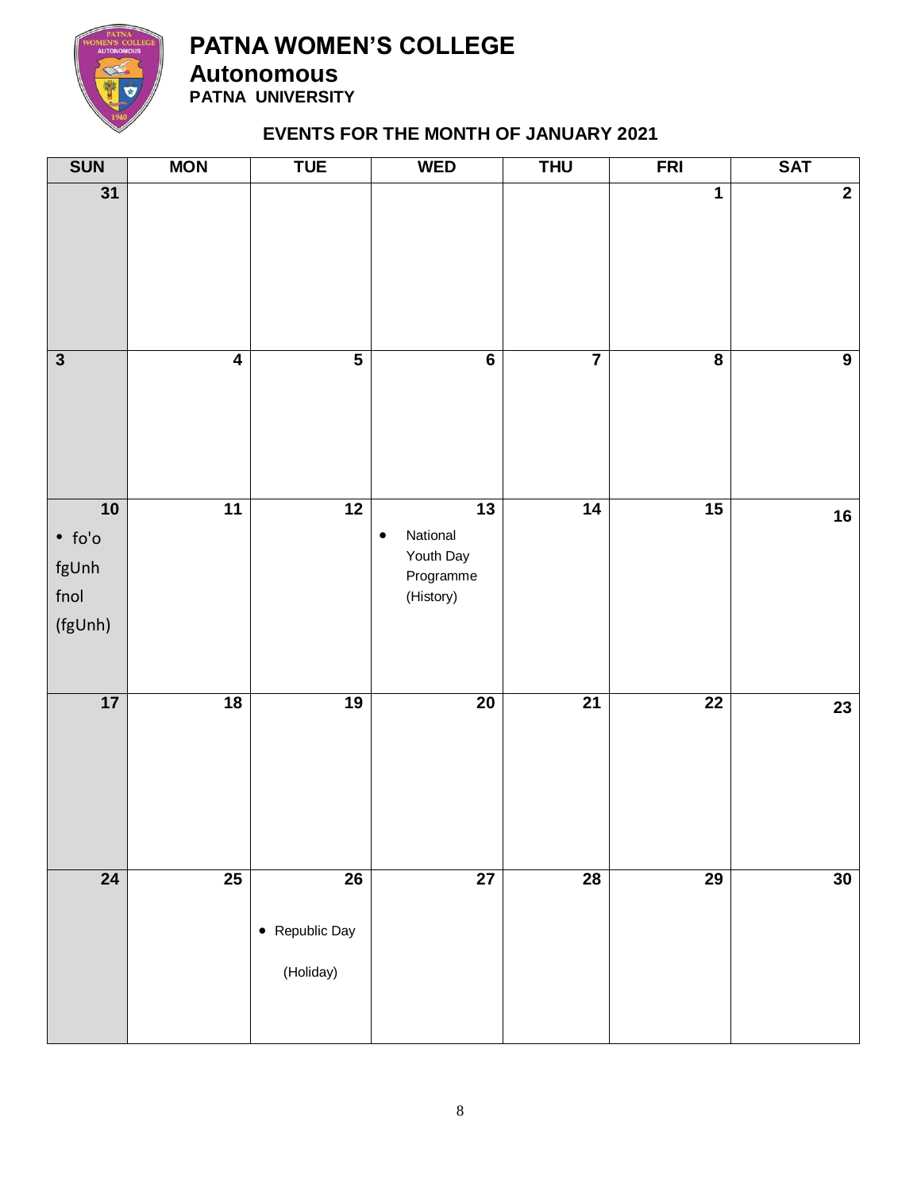# PATNA WOMEN'S COLLEGE
## Autonomous
**PATNA UNIVERSITY**

### EVENTS FOR THE MONTH OF JANUARY 2021

| SUN | MON | TUE | WED | THU | FRI | SAT |
|---|---|---|---|---|---|---|
| 31 | | | | | 1 | 2 |
| 3 | 4 | 5 | 6 | 7 | 8 | 9 |
| 10 • fo'o fgUnh fnol (fgUnh) | 11 | 12 | 13 • National Youth Day Programme (History) | 14 | 15 | 16 |
| 17 | 18 | 19 | 20 | 21 | 22 | 23 |
| 24 | 25 | 26 • Republic Day (Holiday) | 27 | 28 | 29 | 30 |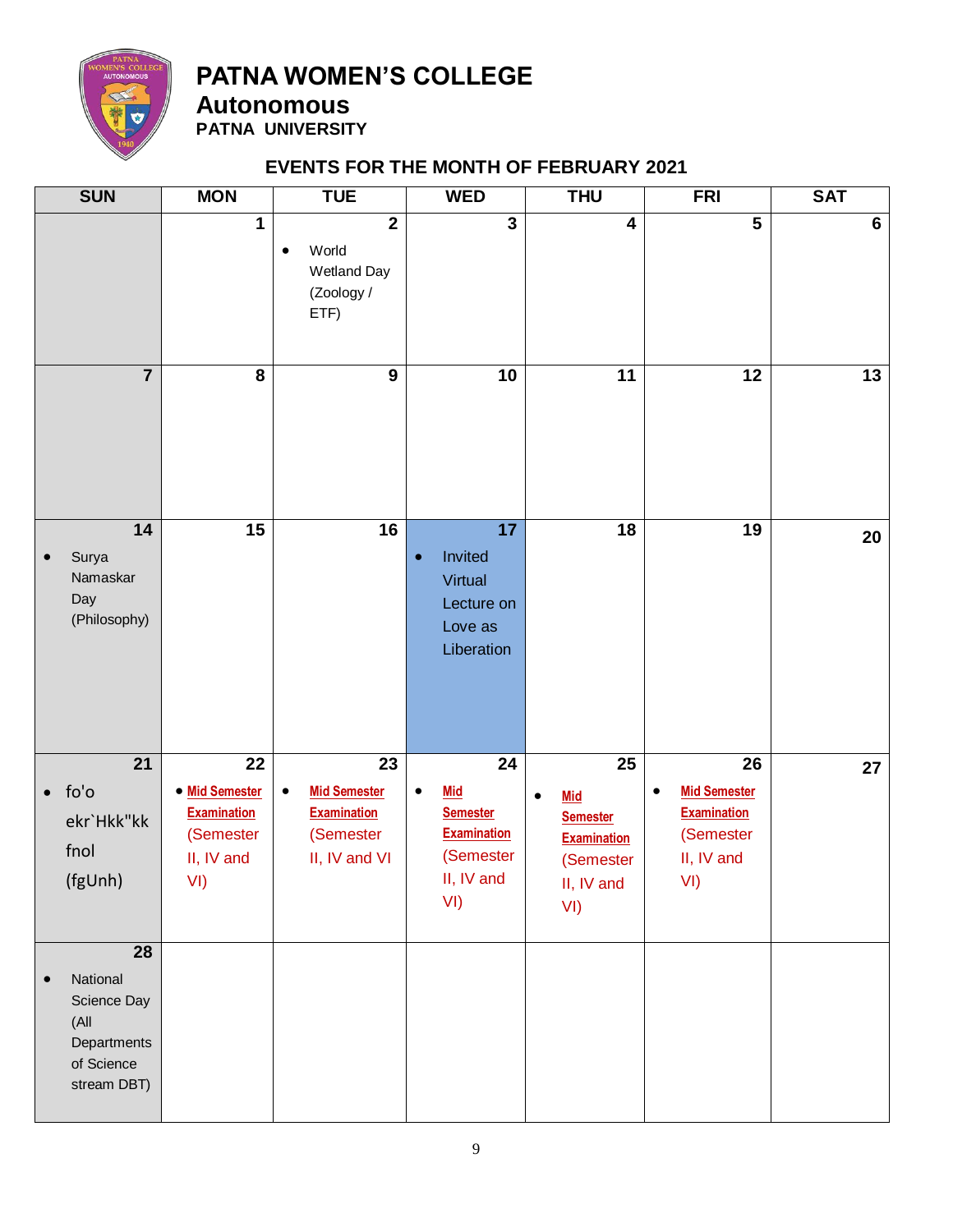# PATNA WOMEN'S COLLEGE

## Autonomous

### PATNA UNIVERSITY

### EVENTS FOR THE MONTH OF FEBRUARY 2021

| SUN | MON | TUE | WED | THU | FRI | SAT |
|---|---|---|---|---|---|---|
| | 1 | 2<br>• World Wetland Day (Zoology / ETF) | 3 | 4 | 5 | 6 |
| 7 | 8 | 9 | 10 | 11 | 12 | 13 |
| 14<br>• Surya Namaskar Day (Philosophy) | 15 | 16 | 17<br>• Invited Virtual Lecture on Love as Liberation | 18 | 19 | 20 |
| 21<br>• fo'o ekr`Hkk"kk fnol (fgUnh) | 22<br>• Mid Semester Examination (Semester II, IV and VI) | 23<br>• Mid Semester Examination (Semester II, IV and VI | 24<br>• Mid Semester Examination (Semester II, IV and VI) | 25<br>• Mid Semester Examination (Semester II, IV and VI) | 26<br>• Mid Semester Examination (Semester II, IV and VI) | 27 |
| 28<br>• National Science Day (All Departments of Science stream DBT) | | | | | | |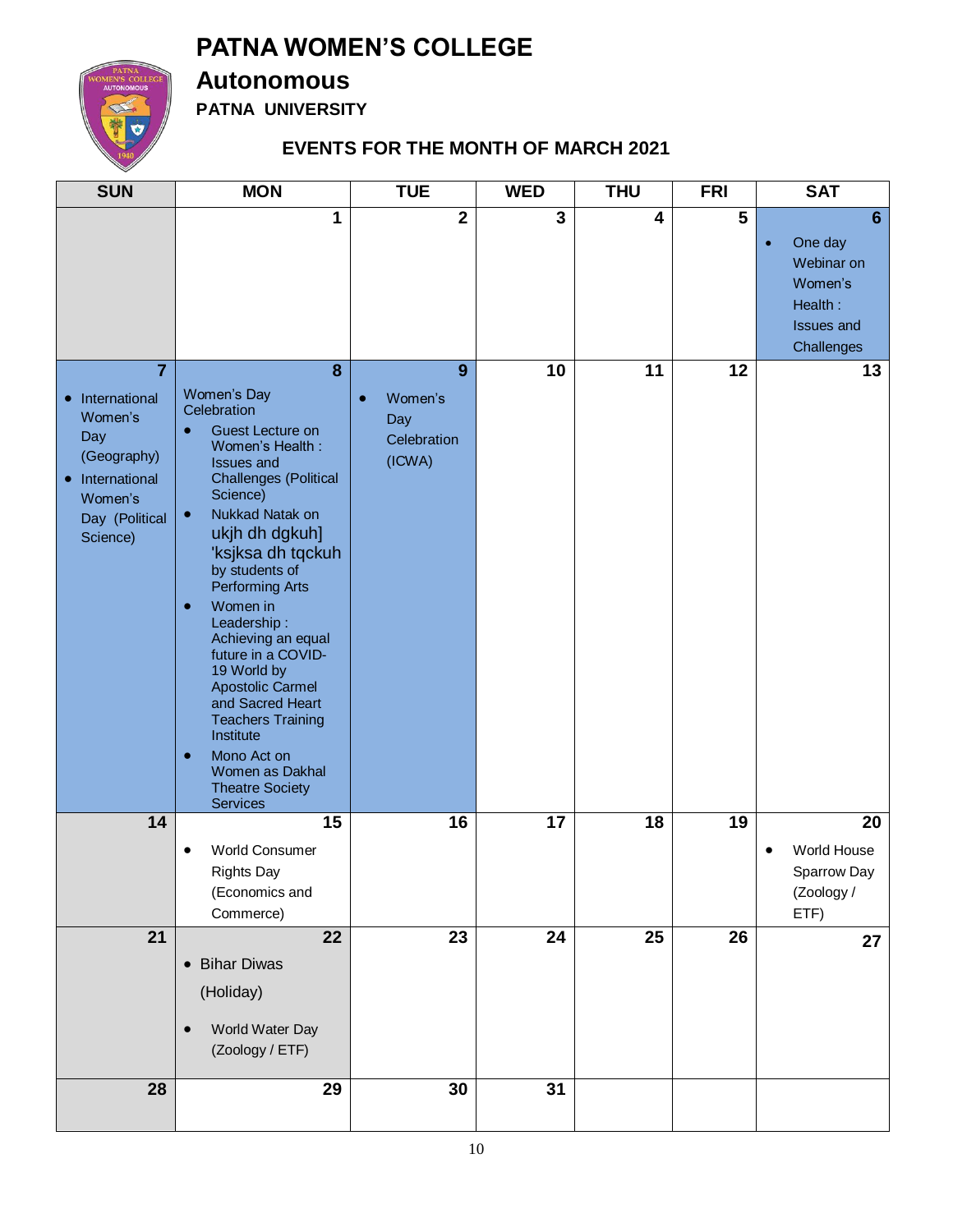# PATNA WOMEN'S COLLEGE

## Autonomous

### PATNA UNIVERSITY

### EVENTS FOR THE MONTH OF MARCH 2021

| SUN | MON | TUE | WED | THU | FRI | SAT |
|---|---|---|---|---|---|---|
| | 1 | 2 | 3 | 4 | 5 | 6<br>• One day Webinar on Women's Health : Issues and Challenges |
| 7<br>• International Women's Day (Geography)<br>• International Women's Day (Political Science) | 8<br>Women's Day Celebration<br>• Guest Lecture on Women's Health : Issues and Challenges (Political Science)<br>• Nukkad Natak on ukjh dh dgkuh] 'ksjksa dh tqckuh by students of Performing Arts<br>• Women in Leadership : Achieving an equal future in a COVID-19 World by Apostolic Carmel and Sacred Heart Teachers Training Institute<br>• Mono Act on Women as Dakhal Theatre Society Services | 9<br>• Women's Day Celebration (ICWA) | 10 | 11 | 12 | 13 |
| 14 | 15<br>• World Consumer Rights Day (Economics and Commerce) | 16 | 17 | 18 | 19 | 20<br>• World House Sparrow Day (Zoology / ETF) |
| 21 | 22<br>• Bihar Diwas (Holiday)<br>• World Water Day (Zoology / ETF) | 23 | 24 | 25 | 26 | 27 |
| 28 | 29 | 30 | 31 | | | |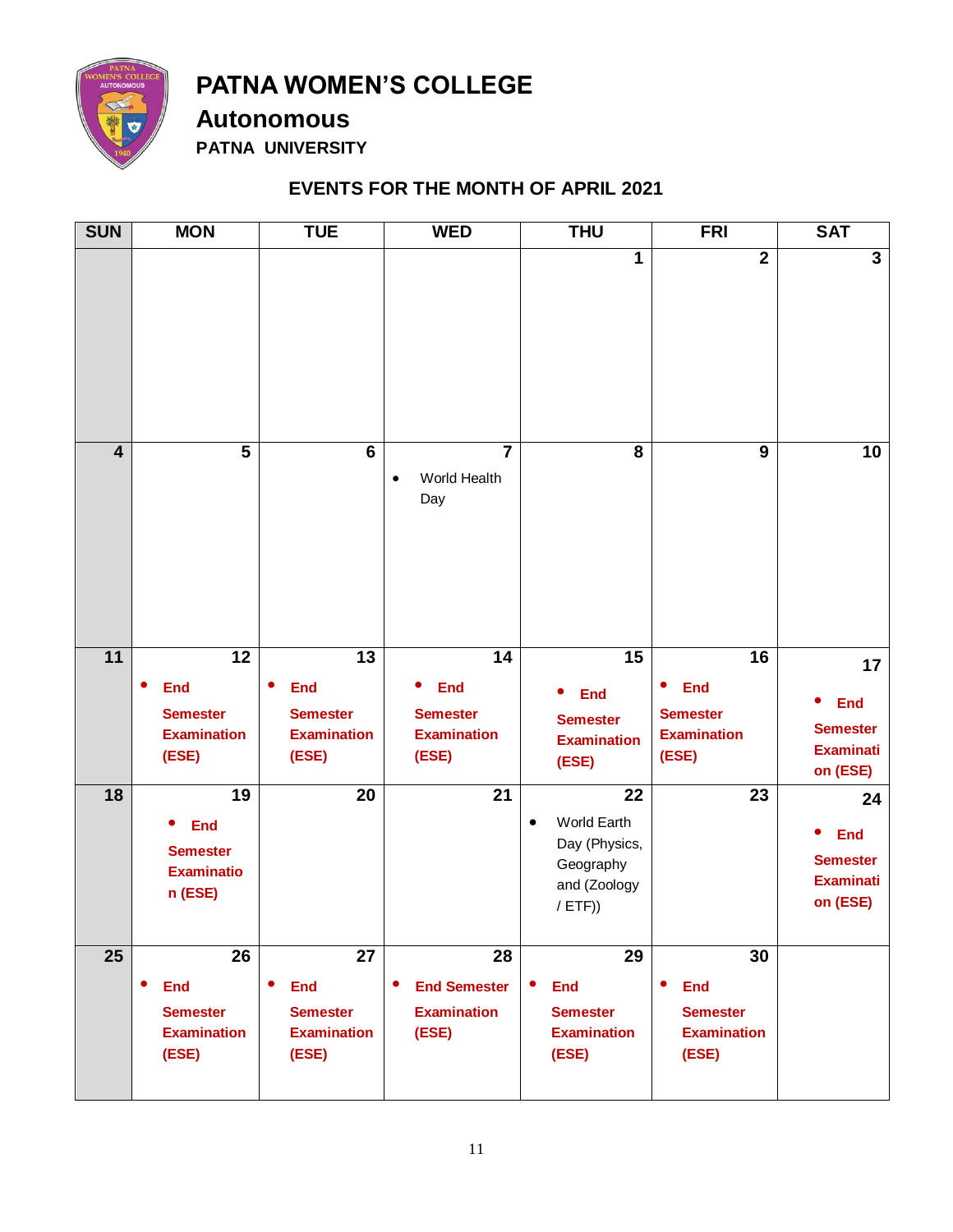# PATNA WOMEN'S COLLEGE

## Autonomous

**PATNA UNIVERSITY**

### EVENTS FOR THE MONTH OF APRIL 2021

| SUN | MON | TUE | WED | THU | FRI | SAT |
|---|---|---|---|---|---|---|
| | | | | 1 | 2 | 3 |
| 4 | 5 | 6 | 7<br>• World Health Day | 8 | 9 | 10 |
| 11 | 12<br>• **End Semester Examination (ESE)** | 13<br>• **End Semester Examination (ESE)** | 14<br>• **End Semester Examination (ESE)** | 15<br>• **End Semester Examination (ESE)** | 16<br>• **End Semester Examination (ESE)** | 17<br>• **End Semester Examination (ESE)** |
| 18 | 19<br>• **End Semester Examination (ESE)** | 20 | 21 | 22<br>• World Earth Day (Physics, Geography and (Zoology / ETF)) | 23 | 24<br>• **End Semester Examination (ESE)** |
| 25 | 26<br>• **End Semester Examination (ESE)** | 27<br>• **End Semester Examination (ESE)** | 28<br>• **End Semester Examination (ESE)** | 29<br>• **End Semester Examination (ESE)** | 30<br>• **End Semester Examination (ESE)** | |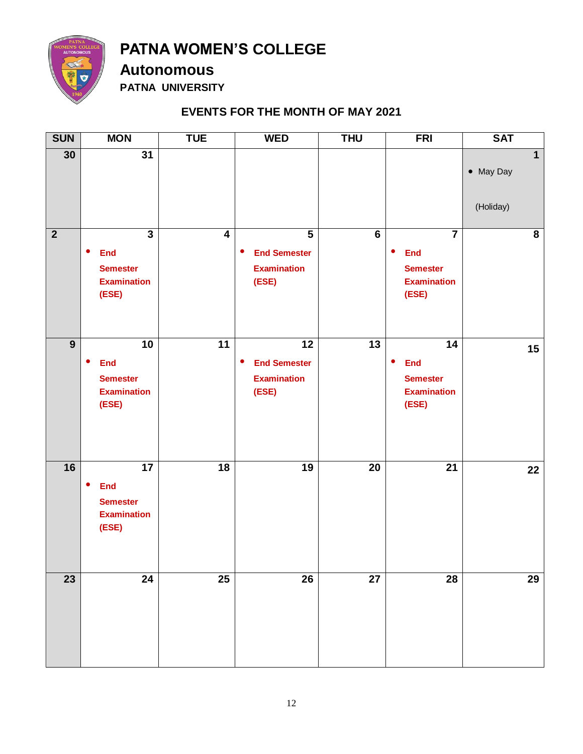# PATNA WOMEN'S COLLEGE

## Autonomous

### PATNA UNIVERSITY

### EVENTS FOR THE MONTH OF MAY 2021

| SUN | MON | TUE | WED | THU | FRI | SAT |
|---|---|---|---|---|---|---|
| 30 | 31 | | | | | 1 • May Day (Holiday) |
| 2 | 3 • **End Semester Examination (ESE)** | 4 | 5 • **End Semester Examination (ESE)** | 6 | 7 • **End Semester Examination (ESE)** | 8 |
| 9 | 10 • **End Semester Examination (ESE)** | 11 | 12 • **End Semester Examination (ESE)** | 13 | 14 • **End Semester Examination (ESE)** | 15 |
| 16 | 17 • **End Semester Examination (ESE)** | 18 | 19 | 20 | 21 | 22 |
| 23 | 24 | 25 | 26 | 27 | 28 | 29 |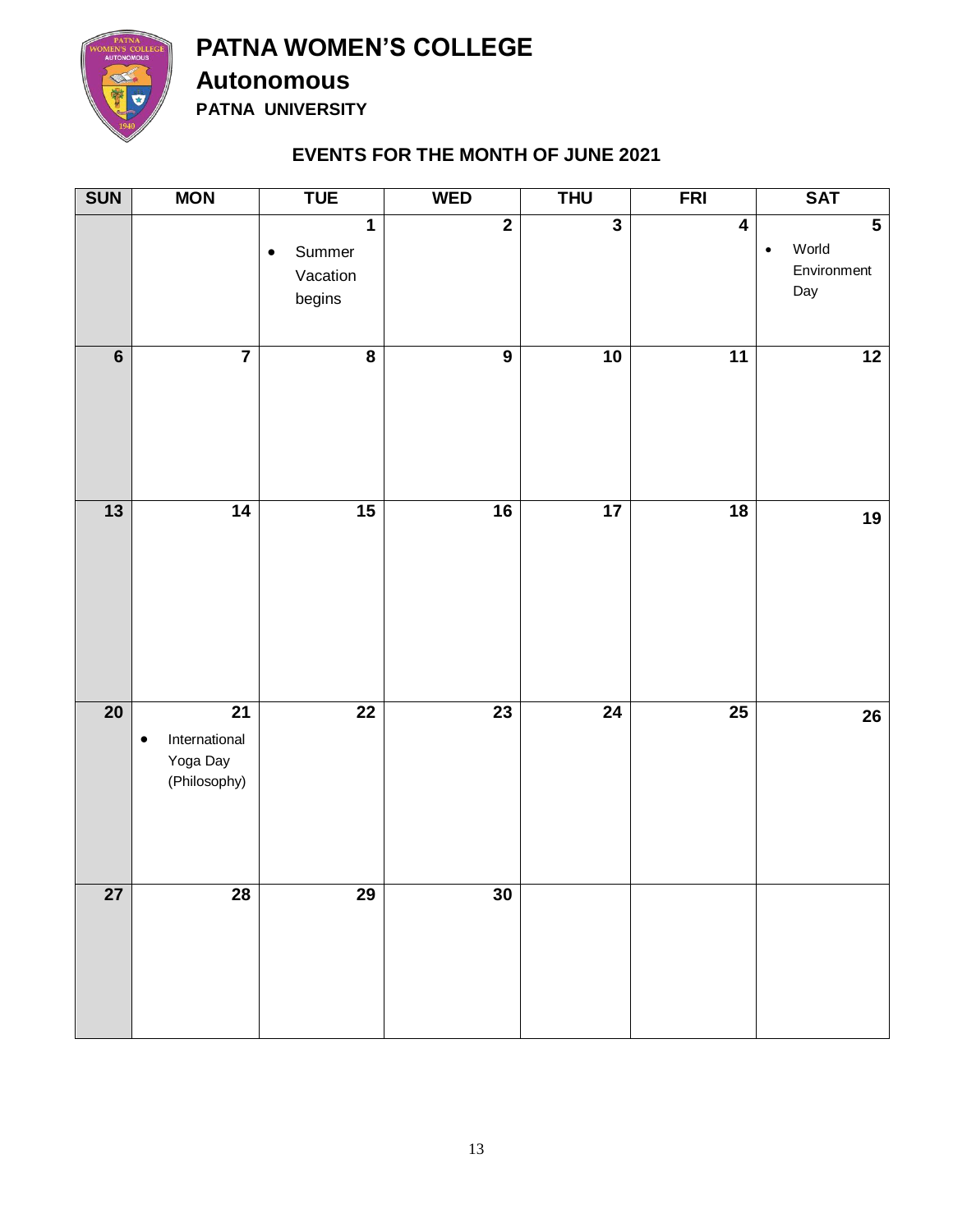# PATNA WOMEN'S COLLEGE

## Autonomous

**PATNA UNIVERSITY**

### EVENTS FOR THE MONTH OF JUNE 2021

| SUN | MON | TUE | WED | THU | FRI | SAT |
|---|---|---|---|---|---|---|
| | | 1 • Summer Vacation begins | 2 | 3 | 4 | 5 • World Environment Day |
| 6 | 7 | 8 | 9 | 10 | 11 | 12 |
| 13 | 14 | 15 | 16 | 17 | 18 | 19 |
| 20 | 21 • International Yoga Day (Philosophy) | 22 | 23 | 24 | 25 | 26 |
| 27 | 28 | 29 | 30 | | | |